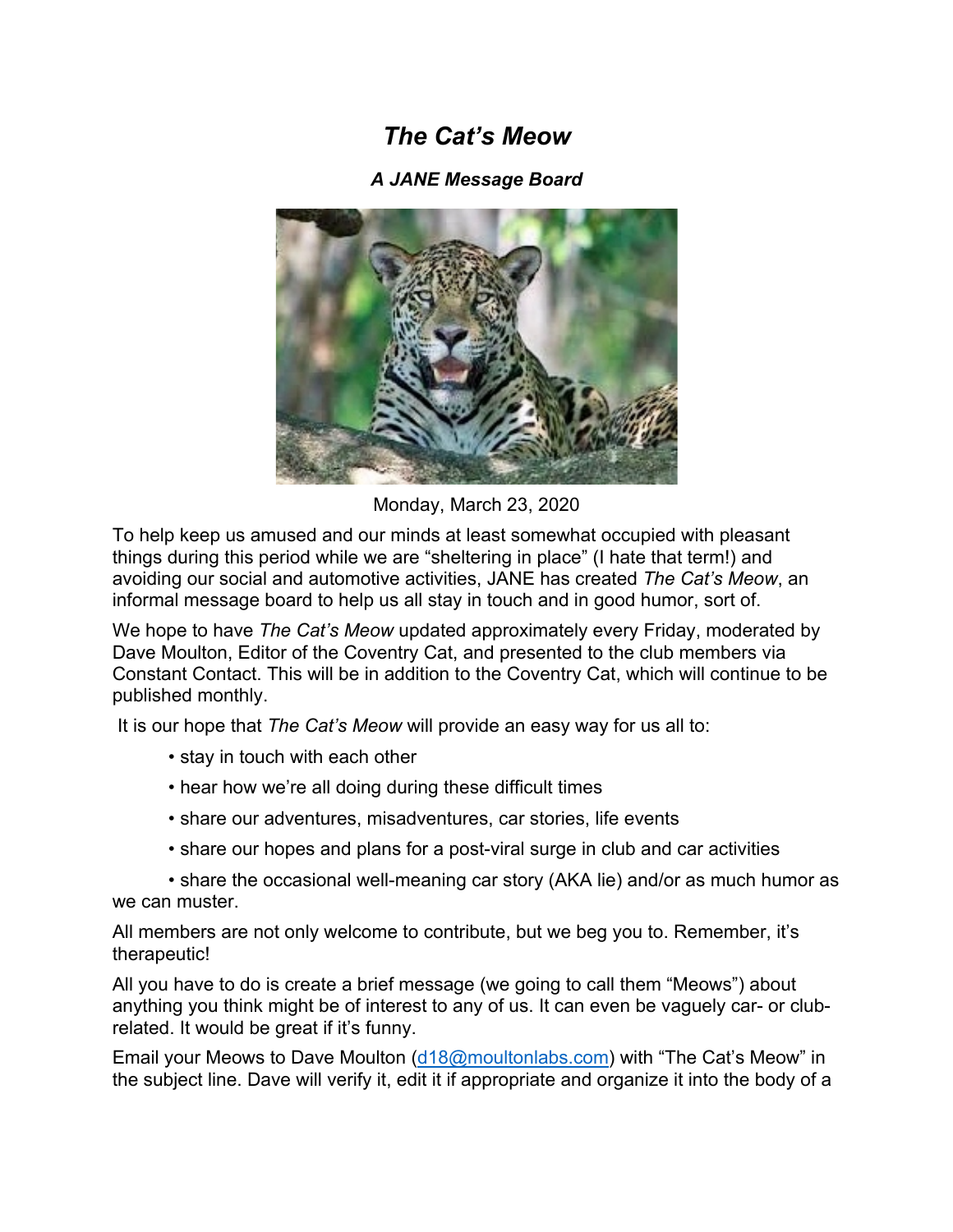# *The Cat's Meow*

### *A JANE Message Board*

Monday, March 23, 2020

To help keep us amused and our minds at least somewhat occupied with pleasant things during this period while we are "sheltering in place" (I hate that term!) and avoiding our social and automotive activities, JANE has created *The Cat's Meow*, an informal message board to help us all stay in touch and in good humor, sort of.

We hope to have *The Cat's Meow* updated approximately every Friday, moderated by Dave Moulton, Editor of the Coventry Cat, and presented to the club members via Constant Contact. This will be in addition to the Coventry Cat, which will continue to be published monthly.

It is our hope that *The Cat's Meow* will provide an easy way for us all to:

- stay in touch with each other
- hear how we're all doing during these difficult times
- share our adventures, misadventures, car stories, life events
- share our hopes and plans for a post-viral surge in club and car activities
- share the occasional well-meaning car story (AKA lie) and/or as much humor as we can muster.

All members are not only welcome to contribute, but we beg you to. Remember, it's therapeutic!

All you have to do is create a brief message (we going to call them "Meows") about anything you think might be of interest to any of us. It can even be vaguely car- or club-related. It would be great if it's funny.

Email your Meows to Dave Moulton (d18@moultonlabs.com) with "The Cat's Meow" in the subject line. Dave will verify it, edit it if appropriate and organize it into the body of a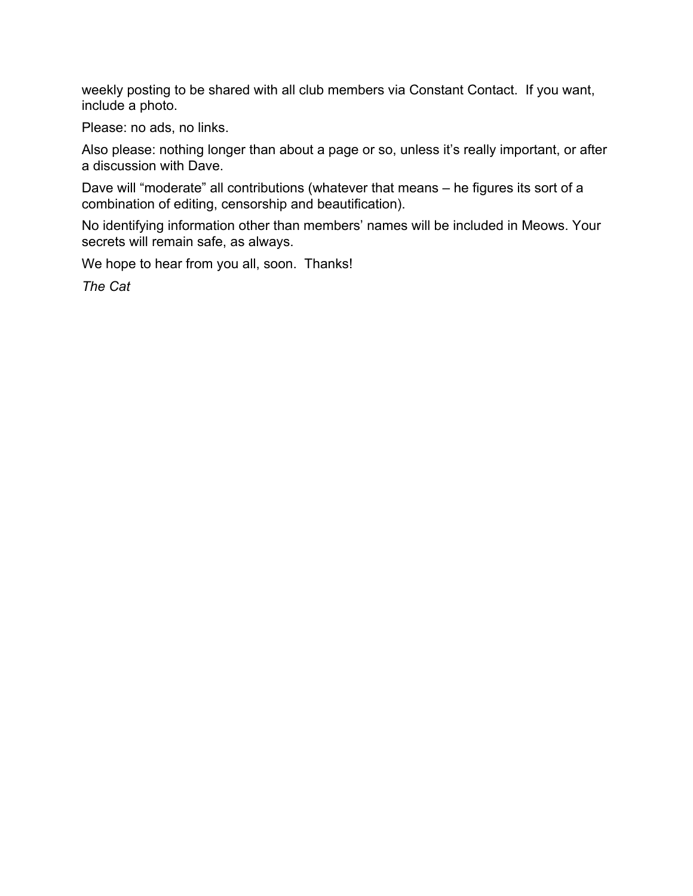weekly posting to be shared with all club members via Constant Contact.  If you want, include a photo.

Please: no ads, no links.

Also please: nothing longer than about a page or so, unless it's really important, or after a discussion with Dave.

Dave will "moderate" all contributions (whatever that means – he figures its sort of a combination of editing, censorship and beautification).

No identifying information other than members' names will be included in Meows. Your secrets will remain safe, as always.

We hope to hear from you all, soon.  Thanks!

*The Cat*